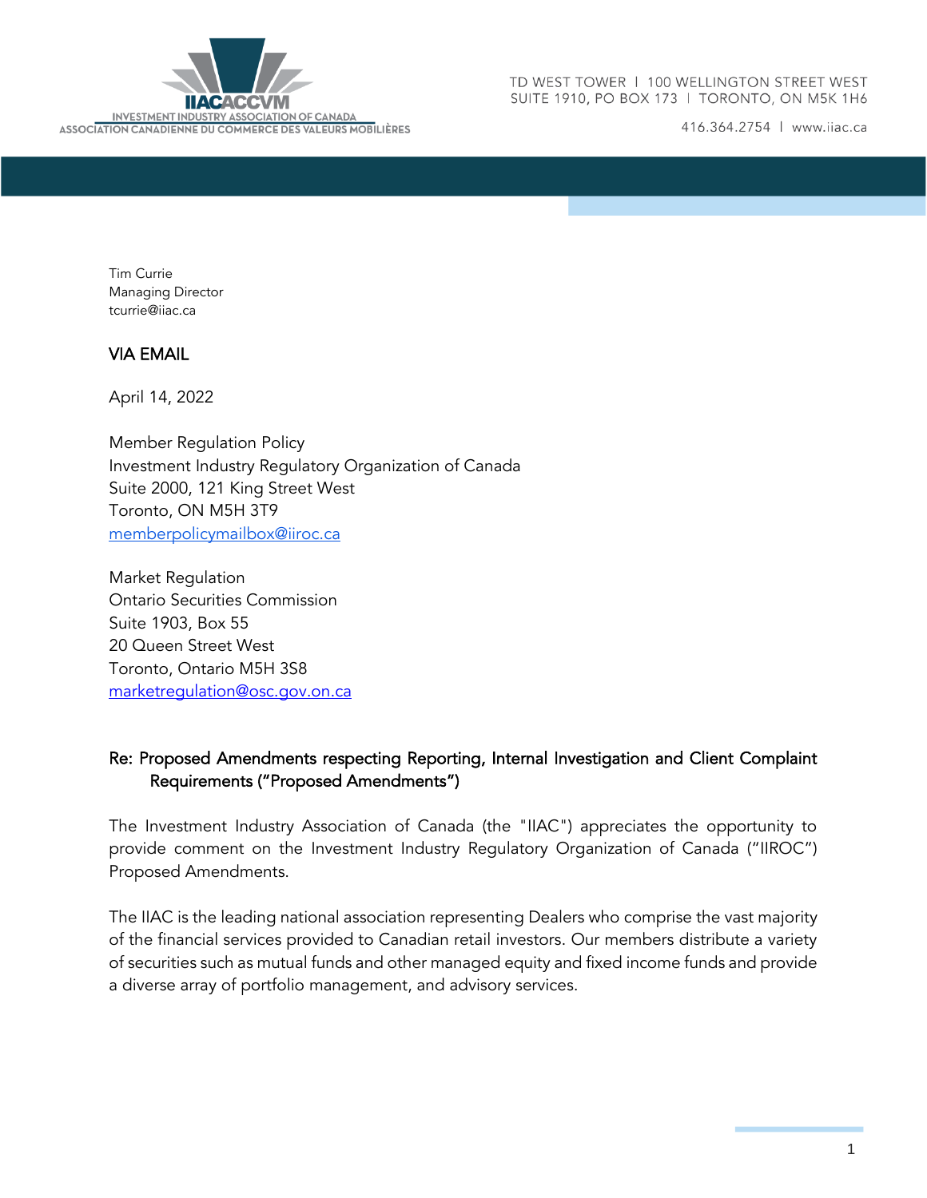IIACACCVM
INVESTMENT INDUSTRY ASSOCIATION OF CANADA
ASSOCIATION CANADIENNE DU COMMERCE DES VALEURS MOBILIÈRES

TD WEST TOWER | 100 WELLINGTON STREET WEST
SUITE 1910, PO BOX 173 | TORONTO, ON M5K 1H6

416.364.2754 | www.iiac.ca

Tim Currie
Managing Director
tcurrie@iiac.ca

VIA EMAIL

April 14, 2022

Member Regulation Policy
Investment Industry Regulatory Organization of Canada
Suite 2000, 121 King Street West
Toronto, ON M5H 3T9
memberpolicymailbox@iiroc.ca

Market Regulation
Ontario Securities Commission
Suite 1903, Box 55
20 Queen Street West
Toronto, Ontario M5H 3S8
marketregulation@osc.gov.on.ca

Re: Proposed Amendments respecting Reporting, Internal Investigation and Client Complaint Requirements ("Proposed Amendments")

The Investment Industry Association of Canada (the "IIAC") appreciates the opportunity to provide comment on the Investment Industry Regulatory Organization of Canada ("IIROC") Proposed Amendments.

The IIAC is the leading national association representing Dealers who comprise the vast majority of the financial services provided to Canadian retail investors. Our members distribute a variety of securities such as mutual funds and other managed equity and fixed income funds and provide a diverse array of portfolio management, and advisory services.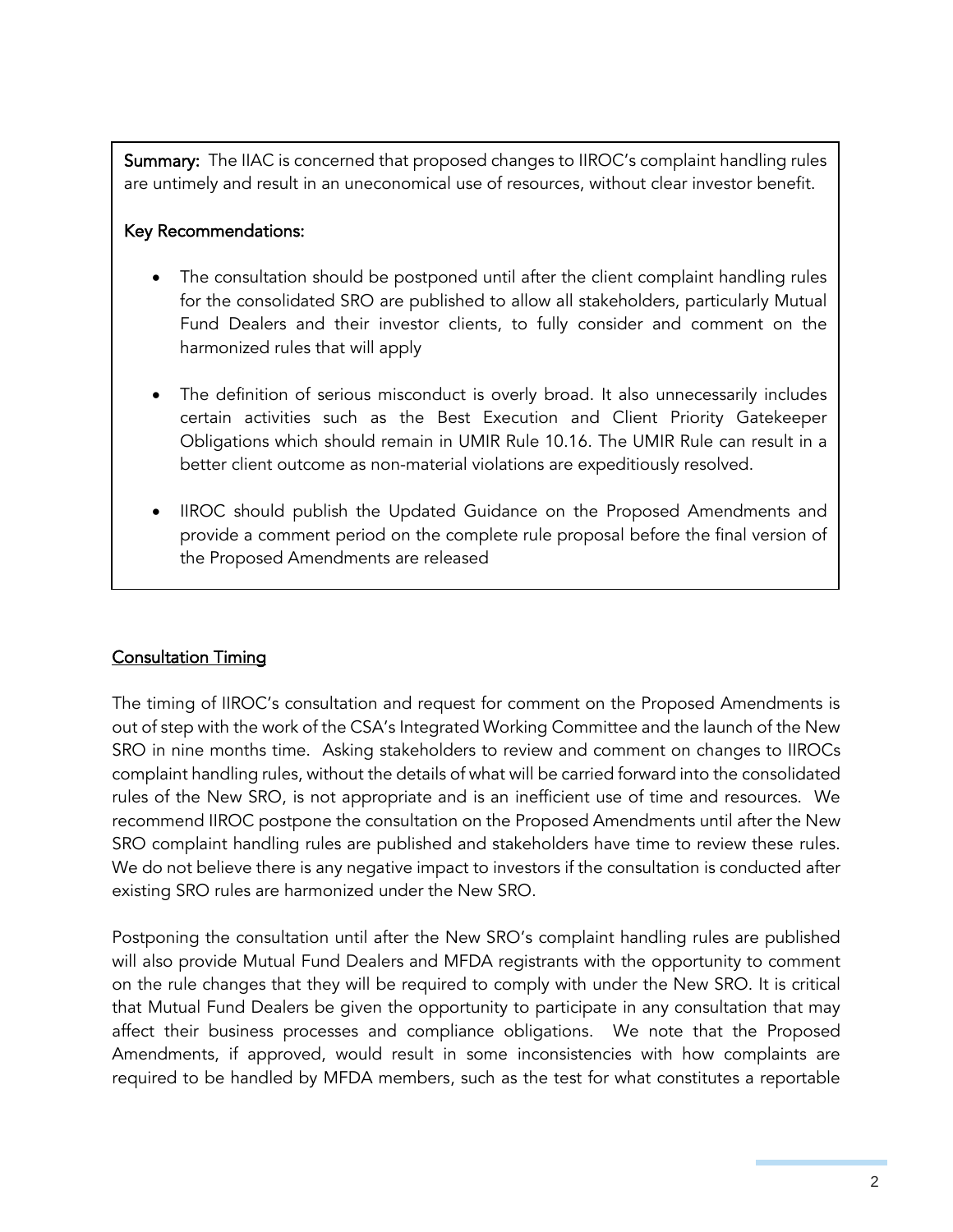**Summary:** The IIAC is concerned that proposed changes to IIROC's complaint handling rules are untimely and result in an uneconomical use of resources, without clear investor benefit.

**Key Recommendations:**

- The consultation should be postponed until after the client complaint handling rules for the consolidated SRO are published to allow all stakeholders, particularly Mutual Fund Dealers and their investor clients, to fully consider and comment on the harmonized rules that will apply
- The definition of serious misconduct is overly broad. It also unnecessarily includes certain activities such as the Best Execution and Client Priority Gatekeeper Obligations which should remain in UMIR Rule 10.16. The UMIR Rule can result in a better client outcome as non-material violations are expeditiously resolved.
- IIROC should publish the Updated Guidance on the Proposed Amendments and provide a comment period on the complete rule proposal before the final version of the Proposed Amendments are released

## Consultation Timing

The timing of IIROC's consultation and request for comment on the Proposed Amendments is out of step with the work of the CSA's Integrated Working Committee and the launch of the New SRO in nine months time. Asking stakeholders to review and comment on changes to IIROCs complaint handling rules, without the details of what will be carried forward into the consolidated rules of the New SRO, is not appropriate and is an inefficient use of time and resources. We recommend IIROC postpone the consultation on the Proposed Amendments until after the New SRO complaint handling rules are published and stakeholders have time to review these rules. We do not believe there is any negative impact to investors if the consultation is conducted after existing SRO rules are harmonized under the New SRO.

Postponing the consultation until after the New SRO's complaint handling rules are published will also provide Mutual Fund Dealers and MFDA registrants with the opportunity to comment on the rule changes that they will be required to comply with under the New SRO. It is critical that Mutual Fund Dealers be given the opportunity to participate in any consultation that may affect their business processes and compliance obligations. We note that the Proposed Amendments, if approved, would result in some inconsistencies with how complaints are required to be handled by MFDA members, such as the test for what constitutes a reportable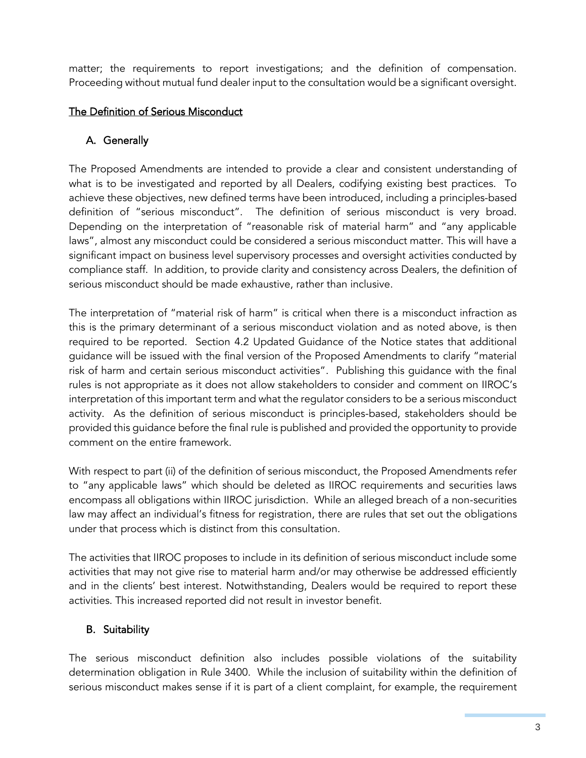matter; the requirements to report investigations; and the definition of compensation. Proceeding without mutual fund dealer input to the consultation would be a significant oversight.

## The Definition of Serious Misconduct

### A. Generally

The Proposed Amendments are intended to provide a clear and consistent understanding of what is to be investigated and reported by all Dealers, codifying existing best practices. To achieve these objectives, new defined terms have been introduced, including a principles-based definition of "serious misconduct". The definition of serious misconduct is very broad. Depending on the interpretation of "reasonable risk of material harm" and "any applicable laws", almost any misconduct could be considered a serious misconduct matter. This will have a significant impact on business level supervisory processes and oversight activities conducted by compliance staff. In addition, to provide clarity and consistency across Dealers, the definition of serious misconduct should be made exhaustive, rather than inclusive.

The interpretation of "material risk of harm" is critical when there is a misconduct infraction as this is the primary determinant of a serious misconduct violation and as noted above, is then required to be reported. Section 4.2 Updated Guidance of the Notice states that additional guidance will be issued with the final version of the Proposed Amendments to clarify "material risk of harm and certain serious misconduct activities". Publishing this guidance with the final rules is not appropriate as it does not allow stakeholders to consider and comment on IIROC's interpretation of this important term and what the regulator considers to be a serious misconduct activity. As the definition of serious misconduct is principles-based, stakeholders should be provided this guidance before the final rule is published and provided the opportunity to provide comment on the entire framework.

With respect to part (ii) of the definition of serious misconduct, the Proposed Amendments refer to "any applicable laws" which should be deleted as IIROC requirements and securities laws encompass all obligations within IIROC jurisdiction. While an alleged breach of a non-securities law may affect an individual's fitness for registration, there are rules that set out the obligations under that process which is distinct from this consultation.

The activities that IIROC proposes to include in its definition of serious misconduct include some activities that may not give rise to material harm and/or may otherwise be addressed efficiently and in the clients' best interest. Notwithstanding, Dealers would be required to report these activities. This increased reported did not result in investor benefit.

### B. Suitability

The serious misconduct definition also includes possible violations of the suitability determination obligation in Rule 3400. While the inclusion of suitability within the definition of serious misconduct makes sense if it is part of a client complaint, for example, the requirement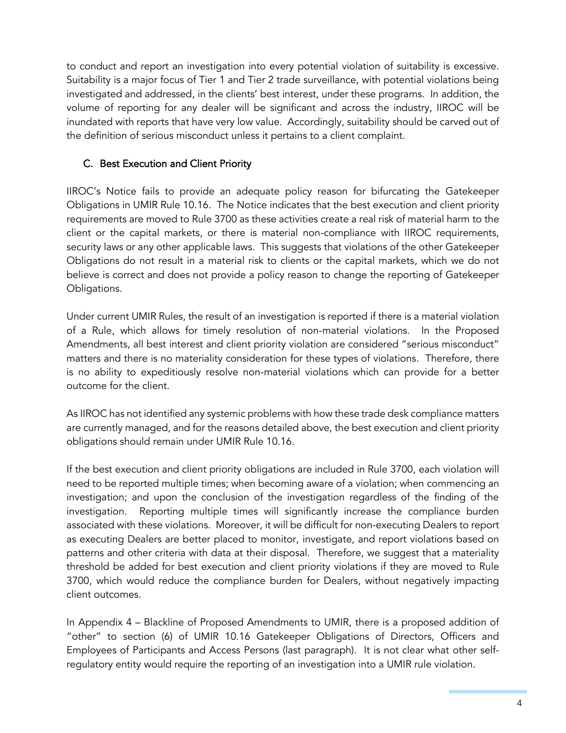to conduct and report an investigation into every potential violation of suitability is excessive. Suitability is a major focus of Tier 1 and Tier 2 trade surveillance, with potential violations being investigated and addressed, in the clients' best interest, under these programs. In addition, the volume of reporting for any dealer will be significant and across the industry, IIROC will be inundated with reports that have very low value. Accordingly, suitability should be carved out of the definition of serious misconduct unless it pertains to a client complaint.

## C. Best Execution and Client Priority

IIROC's Notice fails to provide an adequate policy reason for bifurcating the Gatekeeper Obligations in UMIR Rule 10.16. The Notice indicates that the best execution and client priority requirements are moved to Rule 3700 as these activities create a real risk of material harm to the client or the capital markets, or there is material non-compliance with IIROC requirements, security laws or any other applicable laws. This suggests that violations of the other Gatekeeper Obligations do not result in a material risk to clients or the capital markets, which we do not believe is correct and does not provide a policy reason to change the reporting of Gatekeeper Obligations.

Under current UMIR Rules, the result of an investigation is reported if there is a material violation of a Rule, which allows for timely resolution of non-material violations. In the Proposed Amendments, all best interest and client priority violation are considered "serious misconduct" matters and there is no materiality consideration for these types of violations. Therefore, there is no ability to expeditiously resolve non-material violations which can provide for a better outcome for the client.

As IIROC has not identified any systemic problems with how these trade desk compliance matters are currently managed, and for the reasons detailed above, the best execution and client priority obligations should remain under UMIR Rule 10.16.

If the best execution and client priority obligations are included in Rule 3700, each violation will need to be reported multiple times; when becoming aware of a violation; when commencing an investigation; and upon the conclusion of the investigation regardless of the finding of the investigation. Reporting multiple times will significantly increase the compliance burden associated with these violations. Moreover, it will be difficult for non-executing Dealers to report as executing Dealers are better placed to monitor, investigate, and report violations based on patterns and other criteria with data at their disposal. Therefore, we suggest that a materiality threshold be added for best execution and client priority violations if they are moved to Rule 3700, which would reduce the compliance burden for Dealers, without negatively impacting client outcomes.

In Appendix 4 – Blackline of Proposed Amendments to UMIR, there is a proposed addition of "other" to section (6) of UMIR 10.16 Gatekeeper Obligations of Directors, Officers and Employees of Participants and Access Persons (last paragraph). It is not clear what other self-regulatory entity would require the reporting of an investigation into a UMIR rule violation.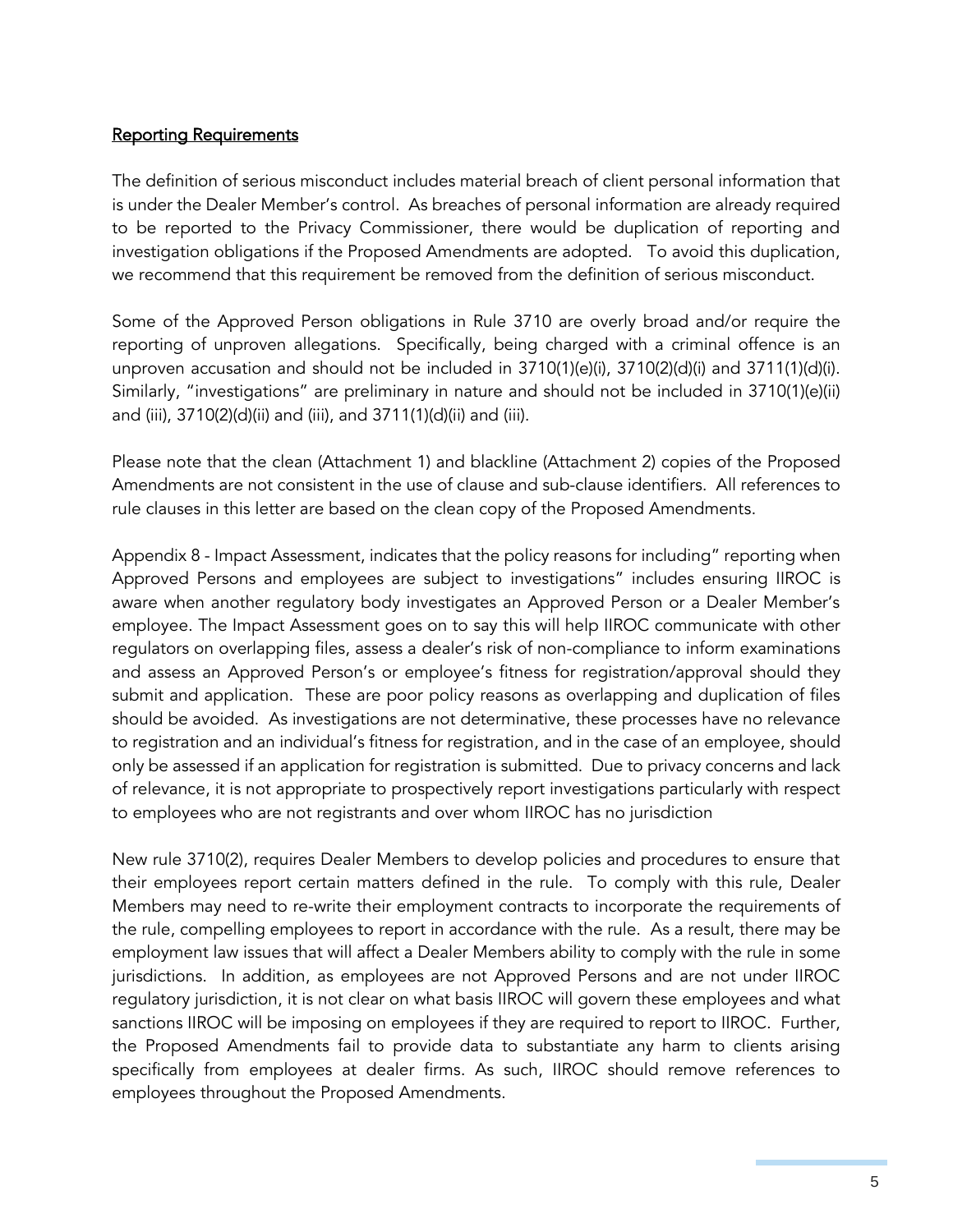<u>Reporting Requirements</u>

The definition of serious misconduct includes material breach of client personal information that is under the Dealer Member's control. As breaches of personal information are already required to be reported to the Privacy Commissioner, there would be duplication of reporting and investigation obligations if the Proposed Amendments are adopted. To avoid this duplication, we recommend that this requirement be removed from the definition of serious misconduct.

Some of the Approved Person obligations in Rule 3710 are overly broad and/or require the reporting of unproven allegations. Specifically, being charged with a criminal offence is an unproven accusation and should not be included in 3710(1)(e)(i), 3710(2)(d)(i) and 3711(1)(d)(i). Similarly, "investigations" are preliminary in nature and should not be included in 3710(1)(e)(ii) and (iii), 3710(2)(d)(ii) and (iii), and 3711(1)(d)(ii) and (iii).

Please note that the clean (Attachment 1) and blackline (Attachment 2) copies of the Proposed Amendments are not consistent in the use of clause and sub-clause identifiers. All references to rule clauses in this letter are based on the clean copy of the Proposed Amendments.

Appendix 8 - Impact Assessment, indicates that the policy reasons for including" reporting when Approved Persons and employees are subject to investigations" includes ensuring IIROC is aware when another regulatory body investigates an Approved Person or a Dealer Member's employee. The Impact Assessment goes on to say this will help IIROC communicate with other regulators on overlapping files, assess a dealer's risk of non-compliance to inform examinations and assess an Approved Person's or employee's fitness for registration/approval should they submit and application. These are poor policy reasons as overlapping and duplication of files should be avoided. As investigations are not determinative, these processes have no relevance to registration and an individual's fitness for registration, and in the case of an employee, should only be assessed if an application for registration is submitted. Due to privacy concerns and lack of relevance, it is not appropriate to prospectively report investigations particularly with respect to employees who are not registrants and over whom IIROC has no jurisdiction

New rule 3710(2), requires Dealer Members to develop policies and procedures to ensure that their employees report certain matters defined in the rule. To comply with this rule, Dealer Members may need to re-write their employment contracts to incorporate the requirements of the rule, compelling employees to report in accordance with the rule. As a result, there may be employment law issues that will affect a Dealer Members ability to comply with the rule in some jurisdictions. In addition, as employees are not Approved Persons and are not under IIROC regulatory jurisdiction, it is not clear on what basis IIROC will govern these employees and what sanctions IIROC will be imposing on employees if they are required to report to IIROC. Further, the Proposed Amendments fail to provide data to substantiate any harm to clients arising specifically from employees at dealer firms. As such, IIROC should remove references to employees throughout the Proposed Amendments.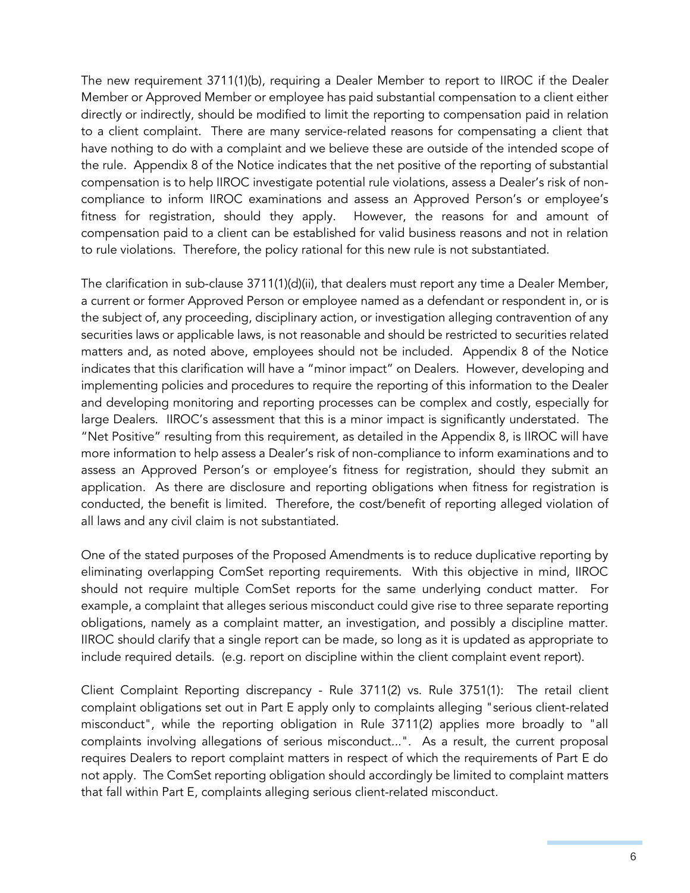The new requirement 3711(1)(b), requiring a Dealer Member to report to IIROC if the Dealer Member or Approved Member or employee has paid substantial compensation to a client either directly or indirectly, should be modified to limit the reporting to compensation paid in relation to a client complaint. There are many service-related reasons for compensating a client that have nothing to do with a complaint and we believe these are outside of the intended scope of the rule. Appendix 8 of the Notice indicates that the net positive of the reporting of substantial compensation is to help IIROC investigate potential rule violations, assess a Dealer's risk of non-compliance to inform IIROC examinations and assess an Approved Person's or employee's fitness for registration, should they apply. However, the reasons for and amount of compensation paid to a client can be established for valid business reasons and not in relation to rule violations. Therefore, the policy rational for this new rule is not substantiated.

The clarification in sub-clause 3711(1)(d)(ii), that dealers must report any time a Dealer Member, a current or former Approved Person or employee named as a defendant or respondent in, or is the subject of, any proceeding, disciplinary action, or investigation alleging contravention of any securities laws or applicable laws, is not reasonable and should be restricted to securities related matters and, as noted above, employees should not be included. Appendix 8 of the Notice indicates that this clarification will have a "minor impact" on Dealers. However, developing and implementing policies and procedures to require the reporting of this information to the Dealer and developing monitoring and reporting processes can be complex and costly, especially for large Dealers. IIROC's assessment that this is a minor impact is significantly understated. The "Net Positive" resulting from this requirement, as detailed in the Appendix 8, is IIROC will have more information to help assess a Dealer's risk of non-compliance to inform examinations and to assess an Approved Person's or employee's fitness for registration, should they submit an application. As there are disclosure and reporting obligations when fitness for registration is conducted, the benefit is limited. Therefore, the cost/benefit of reporting alleged violation of all laws and any civil claim is not substantiated.

One of the stated purposes of the Proposed Amendments is to reduce duplicative reporting by eliminating overlapping ComSet reporting requirements. With this objective in mind, IIROC should not require multiple ComSet reports for the same underlying conduct matter. For example, a complaint that alleges serious misconduct could give rise to three separate reporting obligations, namely as a complaint matter, an investigation, and possibly a discipline matter. IIROC should clarify that a single report can be made, so long as it is updated as appropriate to include required details. (e.g. report on discipline within the client complaint event report).

Client Complaint Reporting discrepancy - Rule 3711(2) vs. Rule 3751(1): The retail client complaint obligations set out in Part E apply only to complaints alleging "serious client-related misconduct", while the reporting obligation in Rule 3711(2) applies more broadly to "all complaints involving allegations of serious misconduct...". As a result, the current proposal requires Dealers to report complaint matters in respect of which the requirements of Part E do not apply. The ComSet reporting obligation should accordingly be limited to complaint matters that fall within Part E, complaints alleging serious client-related misconduct.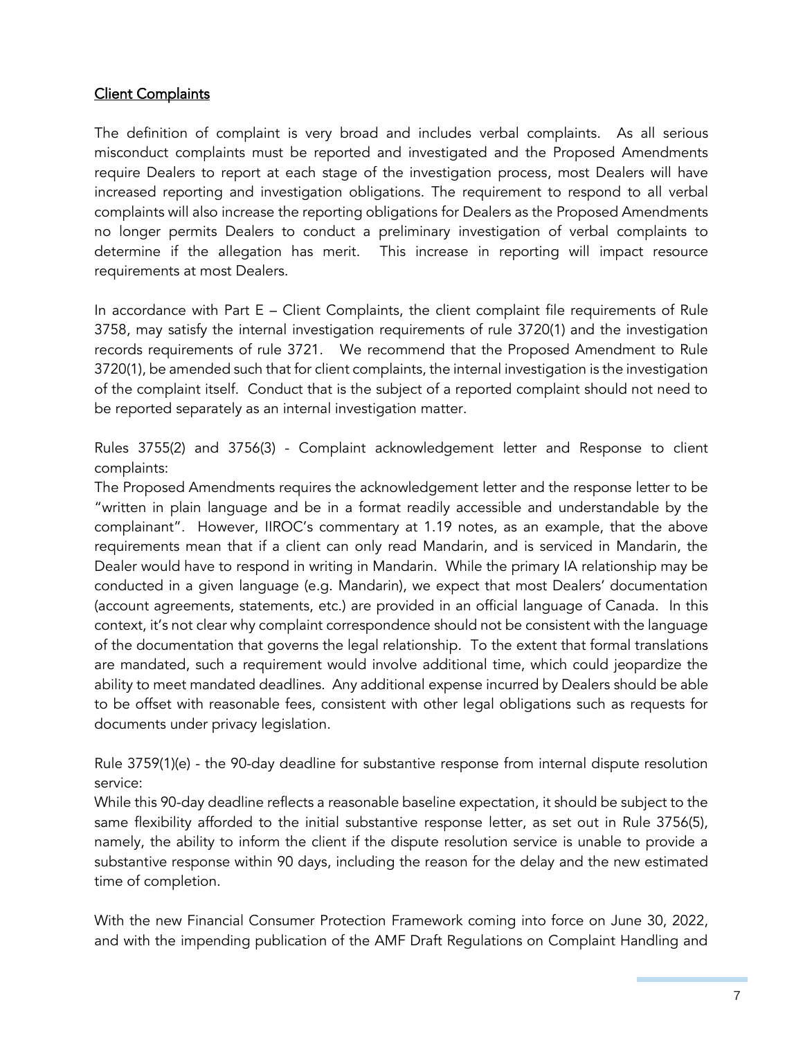<u>Client Complaints</u>

The definition of complaint is very broad and includes verbal complaints. As all serious misconduct complaints must be reported and investigated and the Proposed Amendments require Dealers to report at each stage of the investigation process, most Dealers will have increased reporting and investigation obligations. The requirement to respond to all verbal complaints will also increase the reporting obligations for Dealers as the Proposed Amendments no longer permits Dealers to conduct a preliminary investigation of verbal complaints to determine if the allegation has merit. This increase in reporting will impact resource requirements at most Dealers.

In accordance with Part E – Client Complaints, the client complaint file requirements of Rule 3758, may satisfy the internal investigation requirements of rule 3720(1) and the investigation records requirements of rule 3721. We recommend that the Proposed Amendment to Rule 3720(1), be amended such that for client complaints, the internal investigation is the investigation of the complaint itself. Conduct that is the subject of a reported complaint should not need to be reported separately as an internal investigation matter.

Rules 3755(2) and 3756(3) - Complaint acknowledgement letter and Response to client complaints:
The Proposed Amendments requires the acknowledgement letter and the response letter to be "written in plain language and be in a format readily accessible and understandable by the complainant". However, IIROC's commentary at 1.19 notes, as an example, that the above requirements mean that if a client can only read Mandarin, and is serviced in Mandarin, the Dealer would have to respond in writing in Mandarin. While the primary IA relationship may be conducted in a given language (e.g. Mandarin), we expect that most Dealers' documentation (account agreements, statements, etc.) are provided in an official language of Canada. In this context, it's not clear why complaint correspondence should not be consistent with the language of the documentation that governs the legal relationship. To the extent that formal translations are mandated, such a requirement would involve additional time, which could jeopardize the ability to meet mandated deadlines. Any additional expense incurred by Dealers should be able to be offset with reasonable fees, consistent with other legal obligations such as requests for documents under privacy legislation.

Rule 3759(1)(e) - the 90-day deadline for substantive response from internal dispute resolution service:
While this 90-day deadline reflects a reasonable baseline expectation, it should be subject to the same flexibility afforded to the initial substantive response letter, as set out in Rule 3756(5), namely, the ability to inform the client if the dispute resolution service is unable to provide a substantive response within 90 days, including the reason for the delay and the new estimated time of completion.

With the new Financial Consumer Protection Framework coming into force on June 30, 2022, and with the impending publication of the AMF Draft Regulations on Complaint Handling and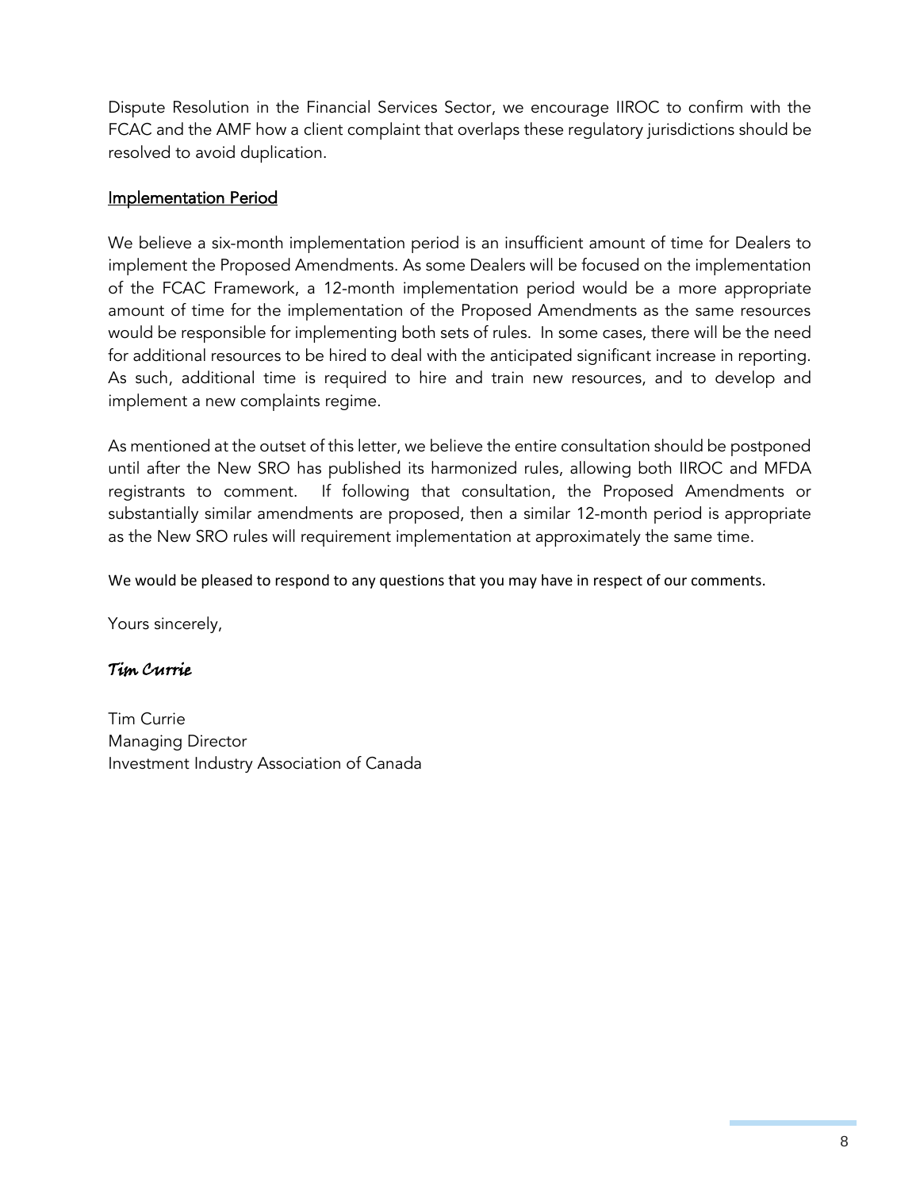Dispute Resolution in the Financial Services Sector, we encourage IIROC to confirm with the FCAC and the AMF how a client complaint that overlaps these regulatory jurisdictions should be resolved to avoid duplication.

## Implementation Period

We believe a six-month implementation period is an insufficient amount of time for Dealers to implement the Proposed Amendments. As some Dealers will be focused on the implementation of the FCAC Framework, a 12-month implementation period would be a more appropriate amount of time for the implementation of the Proposed Amendments as the same resources would be responsible for implementing both sets of rules. In some cases, there will be the need for additional resources to be hired to deal with the anticipated significant increase in reporting. As such, additional time is required to hire and train new resources, and to develop and implement a new complaints regime.

As mentioned at the outset of this letter, we believe the entire consultation should be postponed until after the New SRO has published its harmonized rules, allowing both IIROC and MFDA registrants to comment. If following that consultation, the Proposed Amendments or substantially similar amendments are proposed, then a similar 12-month period is appropriate as the New SRO rules will requirement implementation at approximately the same time.

We would be pleased to respond to any questions that you may have in respect of our comments.

Yours sincerely,

*Tim Currie*

Tim Currie
Managing Director
Investment Industry Association of Canada